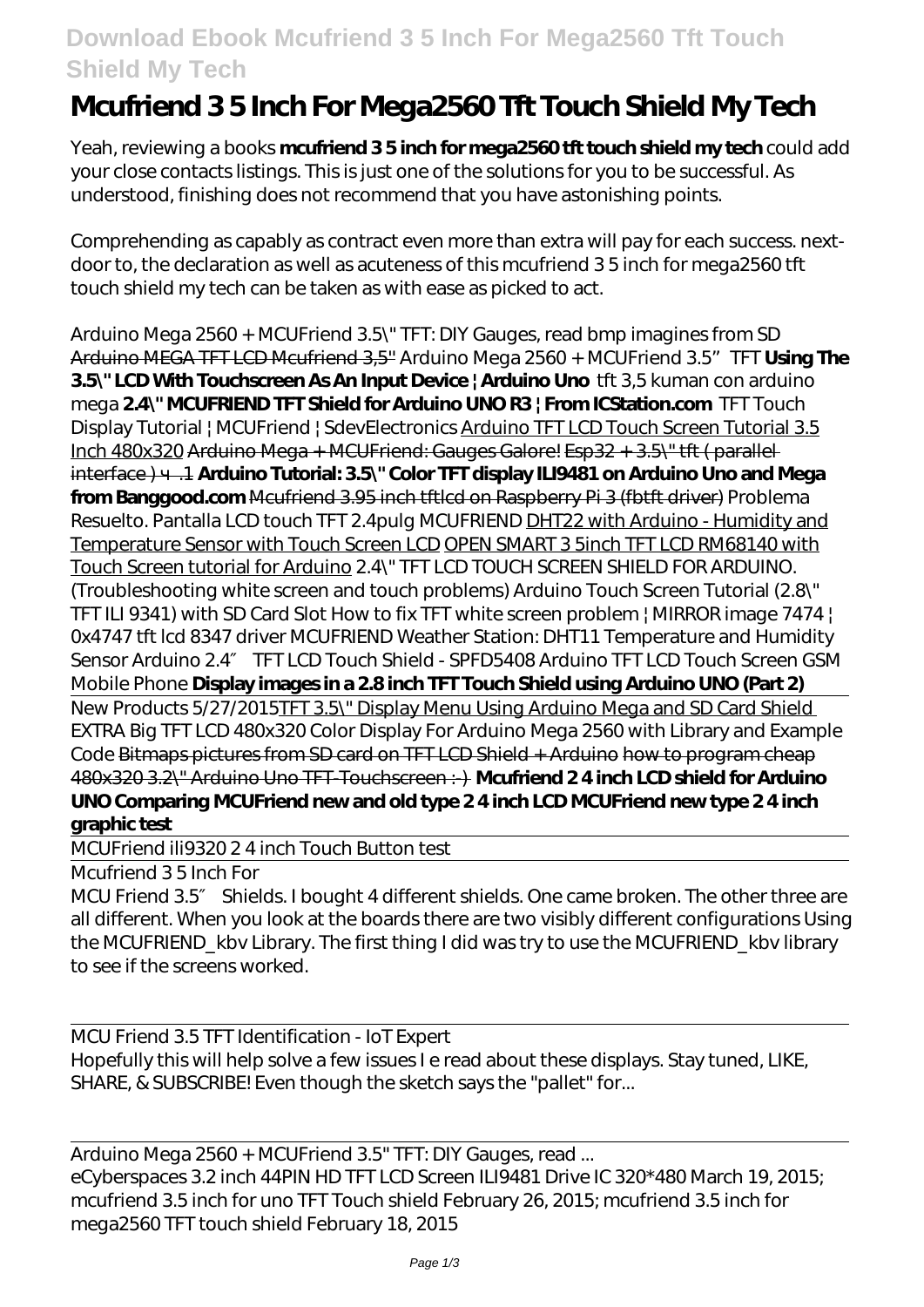# Mcufriend 3 5 Inch For Mega2560 Tft Touch Shield My Tech

Yeah, reviewing a books **mcufriend 3 5 inch for mega2560 tft touch shield my tech** could add your close contacts listings. This is just one of the solutions for you to be successful. As understood, finishing does not recommend that you have astonishing points.

Comprehending as capably as contract even more than extra will pay for each success. next-door to, the declaration as well as acuteness of this mcufriend 3 5 inch for mega2560 tft touch shield my tech can be taken as with ease as picked to act.

*Arduino Mega 2560 + MCUFriend 3.5\" TFT: DIY Gauges, read bmp imagines from SD* Arduino MEGA TFT LCD Mcufriend 3,5'' *Arduino Mega 2560 + MCUFriend 3.5" TFT* **Using The 3.5\" LCD With Touchscreen As An Input Device | Arduino Uno** *tft 3,5 kuman con arduino mega* **2.4\" MCUFRIEND TFT Shield for Arduino UNO R3 | From ICStation.com** *TFT Touch Display Tutorial | MCUFriend | SdevElectronics* Arduino TFT LCD Touch Screen Tutorial 3.5 Inch 480x320 Arduino Mega + MCUFriend: Gauges Galore! Esp32 + 3.5\" tft ( parallel interface ) ч.1 **Arduino Tutorial: 3.5\" Color TFT display ILI9481 on Arduino Uno and Mega from Banggood.com** Mcufriend 3.95 inch tftlcd on Raspberry Pi 3 (fbtft driver) *Problema Resuelto. Pantalla LCD touch TFT 2.4pulg MCUFRIEND* DHT22 with Arduino - Humidity and Temperature Sensor with Touch Screen LCD OPEN SMART 3 5inch TFT LCD RM68140 with Touch Screen tutorial for Arduino *2.4\" TFT LCD TOUCH SCREEN SHIELD FOR ARDUINO. (Troubleshooting white screen and touch problems) Arduino Touch Screen Tutorial (2.8\" TFT ILI 9341) with SD Card Slot How to fix TFT white screen problem | MIRROR image 7474 | 0x4747 tft lcd 8347 driver MCUFRIEND Weather Station: DHT11 Temperature and Humidity Sensor Arduino 2.4″ TFT LCD Touch Shield - SPFD5408 Arduino TFT LCD Touch Screen GSM Mobile Phone* **Display images in a 2.8 inch TFT Touch Shield using Arduino UNO (Part 2)**

New Products 5/27/2015TFT 3.5\" Display Menu Using Arduino Mega and SD Card Shield *EXTRA Big TFT LCD 480x320 Color Display For Arduino Mega 2560 with Library and Example Code* Bitmaps pictures from SD card on TFT LCD Shield + Arduino how to program cheap 480x320 3.2\" Arduino Uno TFT-Touchscreen :-) **Mcufriend 2 4 inch LCD shield for Arduino UNO Comparing MCUFriend new and old type 2 4 inch LCD MCUFriend new type 2 4 inch graphic test**

MCUFriend ili9320 2 4 inch Touch Button test

Mcufriend 3 5 Inch For

MCU Friend 3.5″ Shields. I bought 4 different shields. One came broken. The other three are all different. When you look at the boards there are two visibly different configurations Using the MCUFRIEND_kbv Library. The first thing I did was try to use the MCUFRIEND_kbv library to see if the screens worked.

MCU Friend 3.5 TFT Identification - IoT Expert

Hopefully this will help solve a few issues I e read about these displays. Stay tuned, LIKE, SHARE, & SUBSCRIBE! Even though the sketch says the "pallet" for...

Arduino Mega 2560 + MCUFriend 3.5" TFT: DIY Gauges, read ...

eCyberspaces 3.2 inch 44PIN HD TFT LCD Screen ILI9481 Drive IC 320*480 March 19, 2015; mcufriend 3.5 inch for uno TFT Touch shield February 26, 2015; mcufriend 3.5 inch for mega2560 TFT touch shield February 18, 2015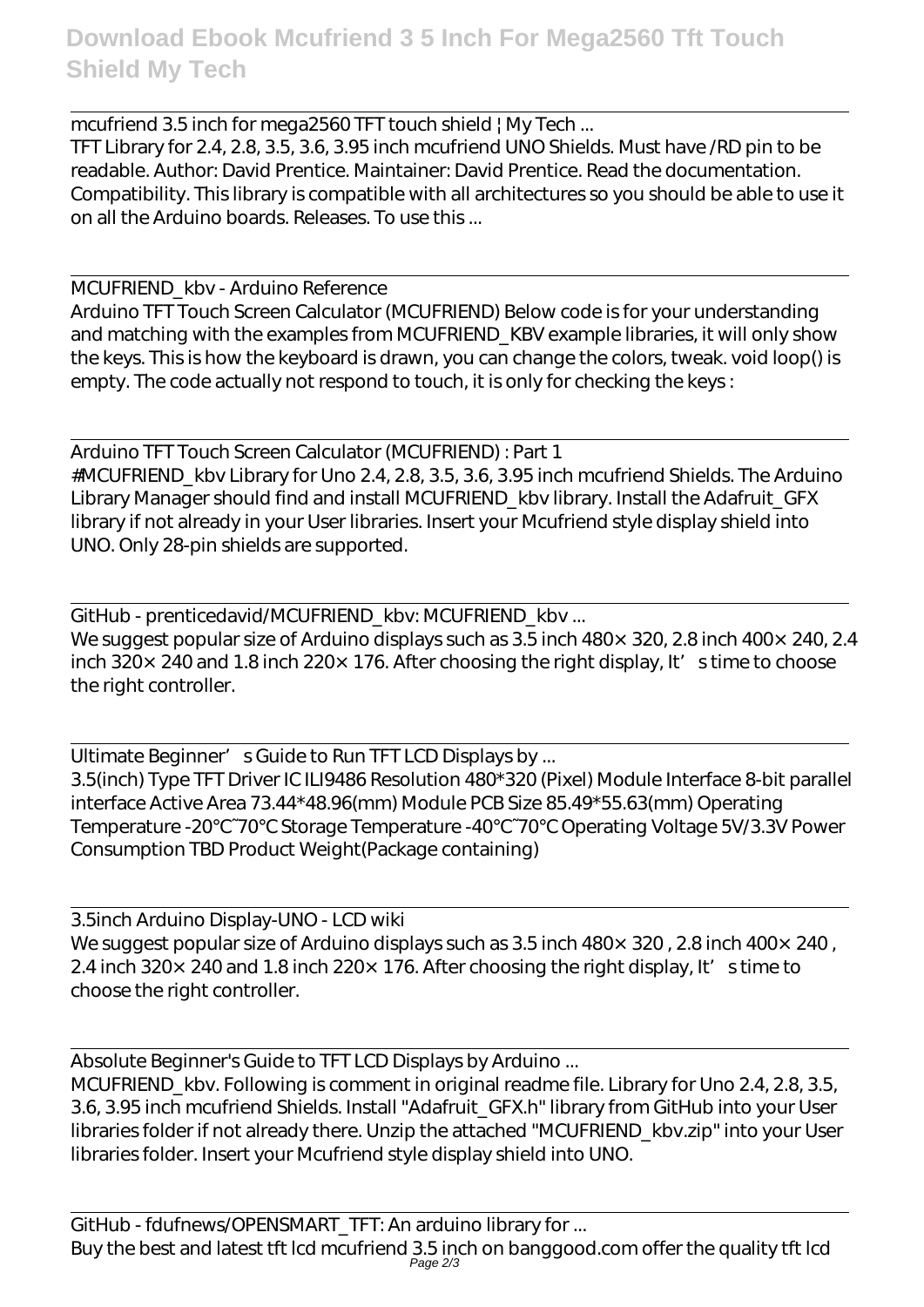mcufriend 3.5 inch for mega2560 TFT touch shield | My Tech ...

TFT Library for 2.4, 2.8, 3.5, 3.6, 3.95 inch mcufriend UNO Shields. Must have /RD pin to be readable. Author: David Prentice. Maintainer: David Prentice. Read the documentation. Compatibility. This library is compatible with all architectures so you should be able to use it on all the Arduino boards. Releases. To use this ...

MCUFRIEND_kbv - Arduino Reference

Arduino TFT Touch Screen Calculator (MCUFRIEND) Below code is for your understanding and matching with the examples from MCUFRIEND_KBV example libraries, it will only show the keys. This is how the keyboard is drawn, you can change the colors, tweak. void loop() is empty. The code actually not respond to touch, it is only for checking the keys :

Arduino TFT Touch Screen Calculator (MCUFRIEND) : Part 1

#MCUFRIEND_kbv Library for Uno 2.4, 2.8, 3.5, 3.6, 3.95 inch mcufriend Shields. The Arduino Library Manager should find and install MCUFRIEND_kbv library. Install the Adafruit_GFX library if not already in your User libraries. Insert your Mcufriend style display shield into UNO. Only 28-pin shields are supported.

GitHub - prenticedavid/MCUFRIEND_kbv: MCUFRIEND_kbv ...

We suggest popular size of Arduino displays such as 3.5 inch 480× 320, 2.8 inch 400× 240, 2.4 inch 320× 240 and 1.8 inch 220× 176. After choosing the right display, It' s time to choose the right controller.

Ultimate Beginner' s Guide to Run TFT LCD Displays by ...

3.5(inch) Type TFT Driver IC ILI9486 Resolution 480*320 (Pixel) Module Interface 8-bit parallel interface Active Area 73.44*48.96(mm) Module PCB Size 85.49*55.63(mm) Operating Temperature -20℃~70℃ Storage Temperature -40℃~70℃ Operating Voltage 5V/3.3V Power Consumption TBD Product Weight(Package containing)

3.5inch Arduino Display-UNO - LCD wiki

We suggest popular size of Arduino displays such as 3.5 inch 480× 320 , 2.8 inch 400× 240 , 2.4 inch 320× 240 and 1.8 inch 220× 176. After choosing the right display, It' s time to choose the right controller.

Absolute Beginner's Guide to TFT LCD Displays by Arduino ...

MCUFRIEND_kbv. Following is comment in original readme file. Library for Uno 2.4, 2.8, 3.5, 3.6, 3.95 inch mcufriend Shields. Install "Adafruit_GFX.h" library from GitHub into your User libraries folder if not already there. Unzip the attached "MCUFRIEND_kbv.zip" into your User libraries folder. Insert your Mcufriend style display shield into UNO.

GitHub - fdufnews/OPENSMART_TFT: An arduino library for ...

Buy the best and latest tft lcd mcufriend 3.5 inch on banggood.com offer the quality tft lcd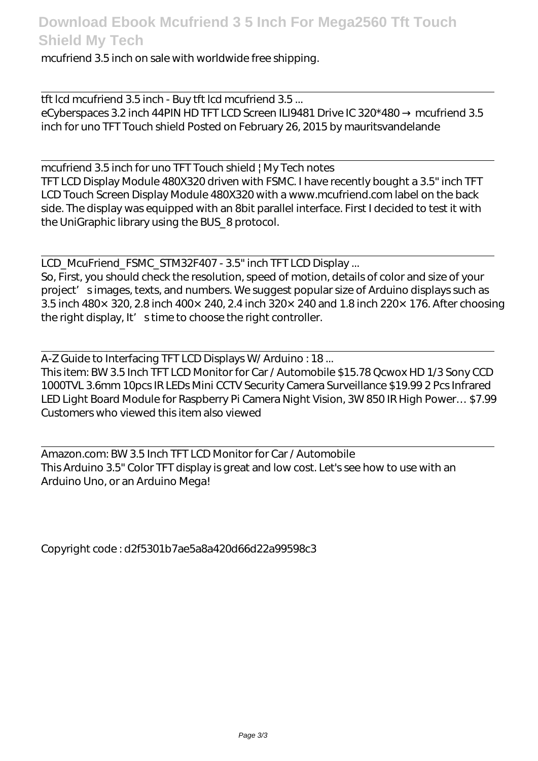mcufriend 3.5 inch on sale with worldwide free shipping.

tft lcd mcufriend 3.5 inch - Buy tft lcd mcufriend 3.5 ...

eCyberspaces 3.2 inch 44PIN HD TFT LCD Screen ILI9481 Drive IC 320*480 → mcufriend 3.5 inch for uno TFT Touch shield Posted on February 26, 2015 by mauritsvandelande

mcufriend 3.5 inch for uno TFT Touch shield | My Tech notes

TFT LCD Display Module 480X320 driven with FSMC. I have recently bought a 3.5" inch TFT LCD Touch Screen Display Module 480X320 with a www.mcufriend.com label on the back side. The display was equipped with an 8bit parallel interface. First I decided to test it with the UniGraphic library using the BUS_8 protocol.

LCD_McuFriend_FSMC_STM32F407 - 3.5" inch TFT LCD Display ...

So, First, you should check the resolution, speed of motion, details of color and size of your project's images, texts, and numbers. We suggest popular size of Arduino displays such as 3.5 inch 480× 320, 2.8 inch 400× 240, 2.4 inch 320× 240 and 1.8 inch 220× 176. After choosing the right display, It's time to choose the right controller.

A-Z Guide to Interfacing TFT LCD Displays W/ Arduino : 18 ...

This item: BW 3.5 Inch TFT LCD Monitor for Car / Automobile $15.78 Qcwox HD 1/3 Sony CCD 1000TVL 3.6mm 10pcs IR LEDs Mini CCTV Security Camera Surveillance $19.99 2 Pcs Infrared LED Light Board Module for Raspberry Pi Camera Night Vision, 3W 850 IR High Power… $7.99 Customers who viewed this item also viewed

Amazon.com: BW 3.5 Inch TFT LCD Monitor for Car / Automobile

This Arduino 3.5" Color TFT display is great and low cost. Let's see how to use with an Arduino Uno, or an Arduino Mega!

Copyright code : d2f5301b7ae5a8a420d66d22a99598c3